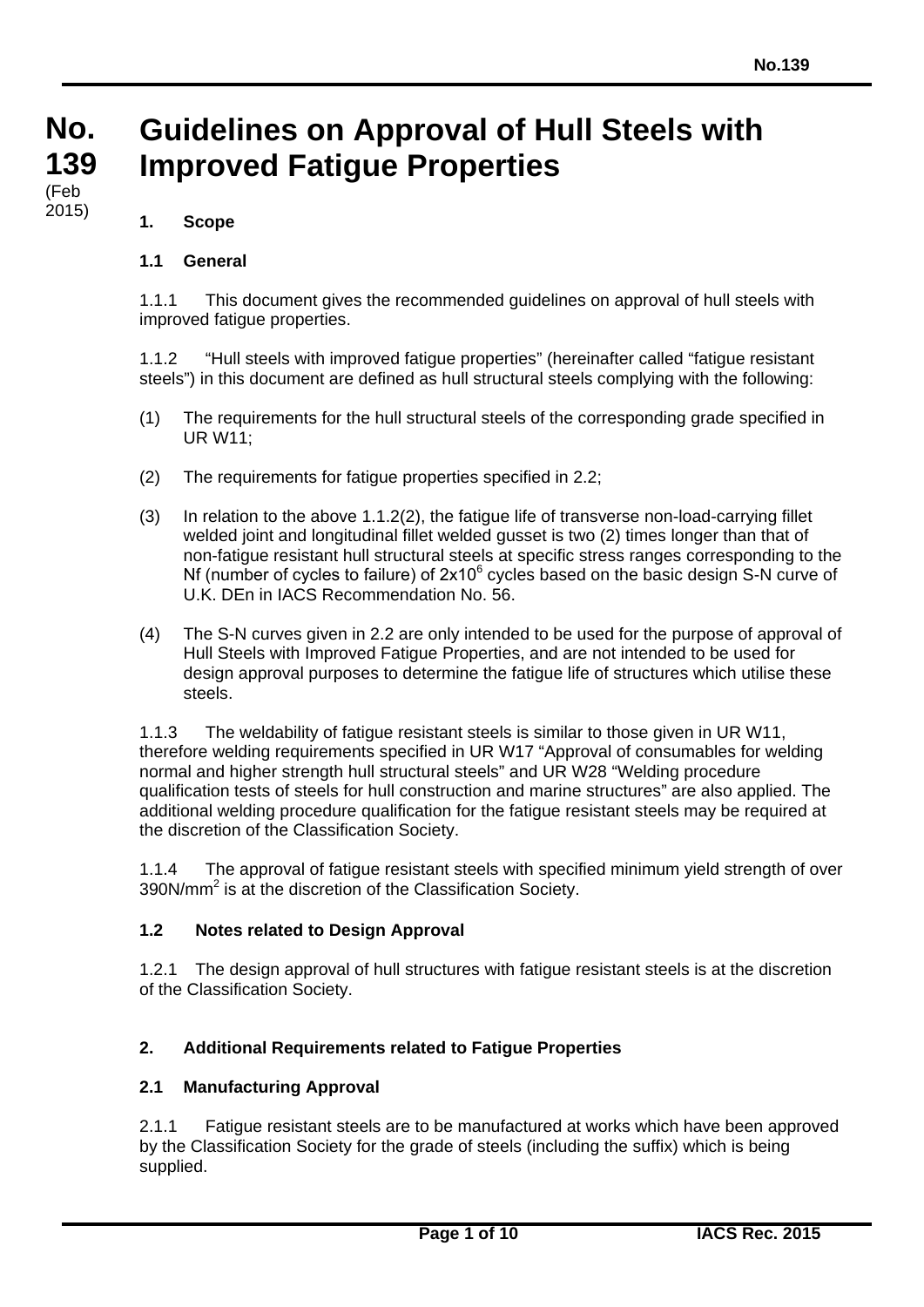# No. 139 (Feb 2015)

# Guidelines on Approval of Hull Steels with Improved Fatigue Properties

## 1. Scope

### 1.1 General

1.1.1 This document gives the recommended guidelines on approval of hull steels with improved fatigue properties.

1.1.2 "Hull steels with improved fatigue properties" (hereinafter called "fatigue resistant steels") in this document are defined as hull structural steels complying with the following:

(1) The requirements for the hull structural steels of the corresponding grade specified in UR W11;

(2) The requirements for fatigue properties specified in 2.2;

(3) In relation to the above 1.1.2(2), the fatigue life of transverse non-load-carrying fillet welded joint and longitudinal fillet welded gusset is two (2) times longer than that of non-fatigue resistant hull structural steels at specific stress ranges corresponding to the Nf (number of cycles to failure) of $2x10^6$ cycles based on the basic design S-N curve of U.K. DEn in IACS Recommendation No. 56.

(4) The S-N curves given in 2.2 are only intended to be used for the purpose of approval of Hull Steels with Improved Fatigue Properties, and are not intended to be used for design approval purposes to determine the fatigue life of structures which utilise these steels.

1.1.3 The weldability of fatigue resistant steels is similar to those given in UR W11, therefore welding requirements specified in UR W17 "Approval of consumables for welding normal and higher strength hull structural steels" and UR W28 "Welding procedure qualification tests of steels for hull construction and marine structures" are also applied. The additional welding procedure qualification for the fatigue resistant steels may be required at the discretion of the Classification Society.

1.1.4 The approval of fatigue resistant steels with specified minimum yield strength of over $390N/mm^2$ is at the discretion of the Classification Society.

### 1.2 Notes related to Design Approval

1.2.1 The design approval of hull structures with fatigue resistant steels is at the discretion of the Classification Society.

## 2. Additional Requirements related to Fatigue Properties

### 2.1 Manufacturing Approval

2.1.1 Fatigue resistant steels are to be manufactured at works which have been approved by the Classification Society for the grade of steels (including the suffix) which is being supplied.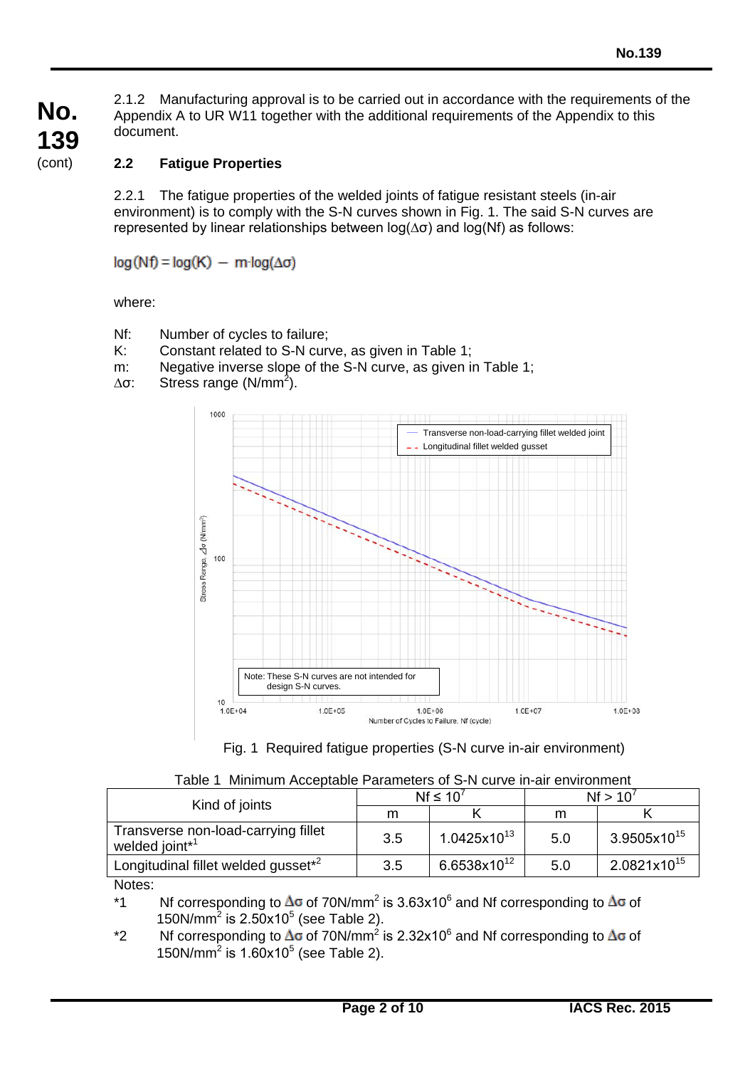2.1.2 Manufacturing approval is to be carried out in accordance with the requirements of the Appendix A to UR W11 together with the additional requirements of the Appendix to this document.

## 2.2 Fatigue Properties

2.2.1 The fatigue properties of the welded joints of fatigue resistant steels (in-air environment) is to comply with the S-N curves shown in Fig. 1. The said S-N curves are represented by linear relationships between $\log(\Delta\sigma)$ and $\log(Nf)$ as follows:

$$\log(Nf) = \log(K) - m \cdot \log(\Delta\sigma)$$

where:

- Nf: Number of cycles to failure;
- K: Constant related to S-N curve, as given in Table 1;
- m: Negative inverse slope of the S-N curve, as given in Table 1;
- $\Delta\sigma$: Stress range ($N/mm^2$).

Fig. 1 Required fatigue properties (S-N curve in-air environment)

Table 1 Minimum Acceptable Parameters of S-N curve in-air environment

| Kind of joints | $Nf \leq 10^7$ | | $Nf > 10^7$ | |
|---|---|---|---|---|
| | m | K | m | K |
| Transverse non-load-carrying fillet welded joint*1 | 3.5 | $1.0425 \times 10^{13}$ | 5.0 | $3.9505 \times 10^{15}$ |
| Longitudinal fillet welded gusset*2 | 3.5 | $6.6538 \times 10^{12}$ | 5.0 | $2.0821 \times 10^{15}$ |

Notes:

*1 Nf corresponding to $\Delta\sigma$ of $70N/mm^2$ is $3.63 \times 10^6$ and Nf corresponding to $\Delta\sigma$ of $150N/mm^2$ is $2.50 \times 10^5$ (see Table 2).

*2 Nf corresponding to $\Delta\sigma$ of $70N/mm^2$ is $2.32 \times 10^6$ and Nf corresponding to $\Delta\sigma$ of $150N/mm^2$ is $1.60 \times 10^5$ (see Table 2).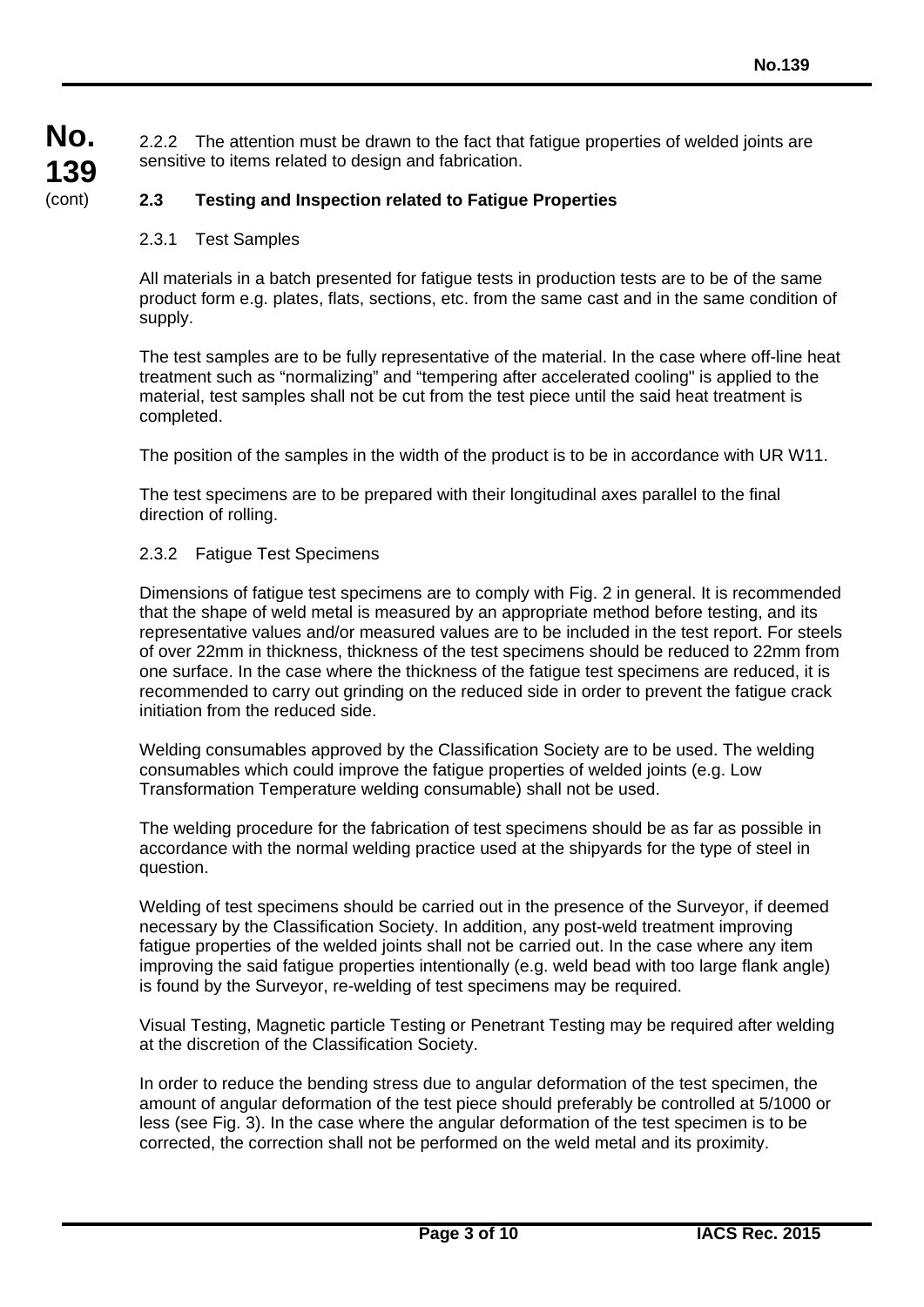2.2.2 The attention must be drawn to the fact that fatigue properties of welded joints are sensitive to items related to design and fabrication.

## 2.3 Testing and Inspection related to Fatigue Properties

### 2.3.1 Test Samples

All materials in a batch presented for fatigue tests in production tests are to be of the same product form e.g. plates, flats, sections, etc. from the same cast and in the same condition of supply.

The test samples are to be fully representative of the material. In the case where off-line heat treatment such as "normalizing" and "tempering after accelerated cooling" is applied to the material, test samples shall not be cut from the test piece until the said heat treatment is completed.

The position of the samples in the width of the product is to be in accordance with UR W11.

The test specimens are to be prepared with their longitudinal axes parallel to the final direction of rolling.

### 2.3.2 Fatigue Test Specimens

Dimensions of fatigue test specimens are to comply with Fig. 2 in general. It is recommended that the shape of weld metal is measured by an appropriate method before testing, and its representative values and/or measured values are to be included in the test report. For steels of over 22mm in thickness, thickness of the test specimens should be reduced to 22mm from one surface. In the case where the thickness of the fatigue test specimens are reduced, it is recommended to carry out grinding on the reduced side in order to prevent the fatigue crack initiation from the reduced side.

Welding consumables approved by the Classification Society are to be used. The welding consumables which could improve the fatigue properties of welded joints (e.g. Low Transformation Temperature welding consumable) shall not be used.

The welding procedure for the fabrication of test specimens should be as far as possible in accordance with the normal welding practice used at the shipyards for the type of steel in question.

Welding of test specimens should be carried out in the presence of the Surveyor, if deemed necessary by the Classification Society. In addition, any post-weld treatment improving fatigue properties of the welded joints shall not be carried out. In the case where any item improving the said fatigue properties intentionally (e.g. weld bead with too large flank angle) is found by the Surveyor, re-welding of test specimens may be required.

Visual Testing, Magnetic particle Testing or Penetrant Testing may be required after welding at the discretion of the Classification Society.

In order to reduce the bending stress due to angular deformation of the test specimen, the amount of angular deformation of the test piece should preferably be controlled at 5/1000 or less (see Fig. 3). In the case where the angular deformation of the test specimen is to be corrected, the correction shall not be performed on the weld metal and its proximity.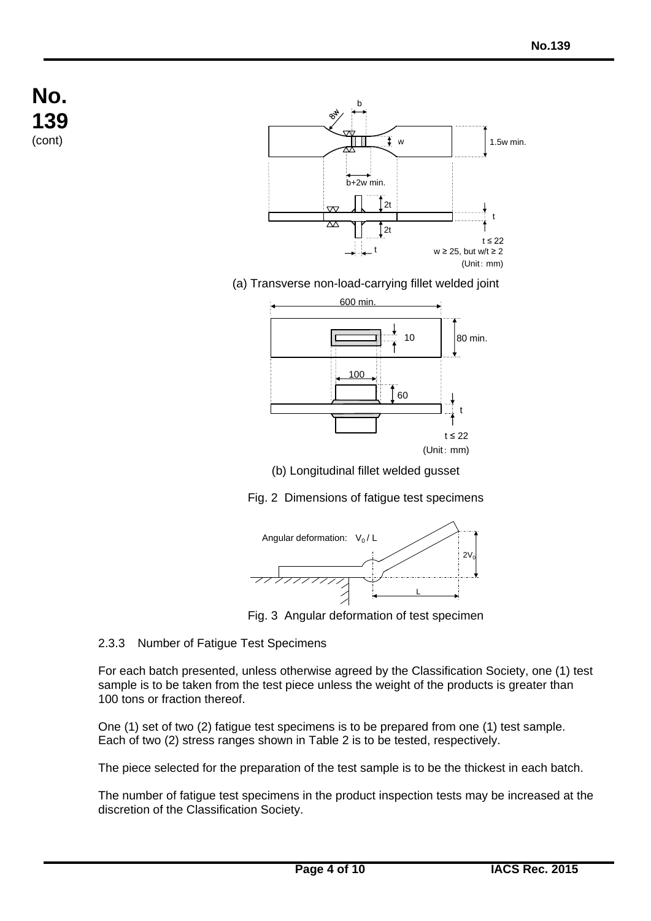(a) Transverse non-load-carrying fillet welded joint

(b) Longitudinal fillet welded gusset

Fig. 2 Dimensions of fatigue test specimens

Fig. 3 Angular deformation of test specimen

2.3.3 Number of Fatigue Test Specimens

For each batch presented, unless otherwise agreed by the Classification Society, one (1) test sample is to be taken from the test piece unless the weight of the products is greater than 100 tons or fraction thereof.

One (1) set of two (2) fatigue test specimens is to be prepared from one (1) test sample. Each of two (2) stress ranges shown in Table 2 is to be tested, respectively.

The piece selected for the preparation of the test sample is to be the thickest in each batch.

The number of fatigue test specimens in the product inspection tests may be increased at the discretion of the Classification Society.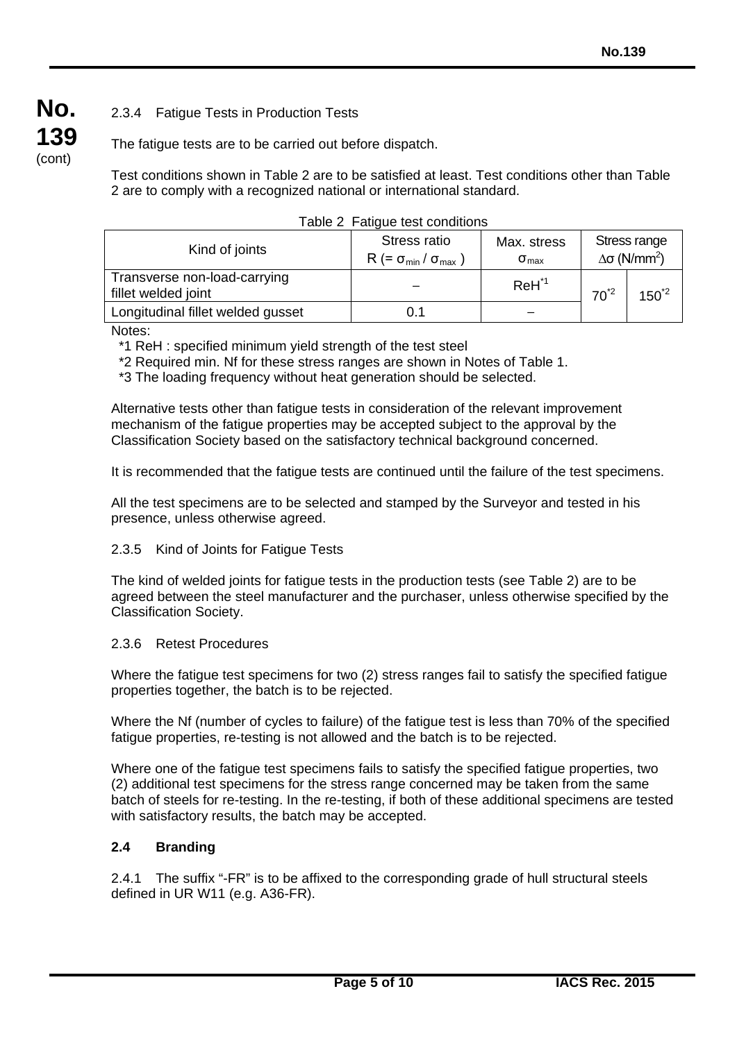2.3.4 Fatigue Tests in Production Tests

The fatigue tests are to be carried out before dispatch.

Test conditions shown in Table 2 are to be satisfied at least. Test conditions other than Table 2 are to comply with a recognized national or international standard.

Table 2 Fatigue test conditions

| Kind of joints | Stress ratio $R$ (= $\sigma_{min}$ / $\sigma_{max}$ ) | Max. stress $\sigma_{max}$ | Stress range $\Delta\sigma$ ($N/mm^2$) | |
|---|---|---|---|---|
| Transverse non-load-carrying fillet welded joint | – | ReH[*1] | 70[*2] | 150[*2] |
| Longitudinal fillet welded gusset | 0.1 | – | | |

Notes:

*1 ReH : specified minimum yield strength of the test steel

*2 Required min. Nf for these stress ranges are shown in Notes of Table 1.

*3 The loading frequency without heat generation should be selected.

Alternative tests other than fatigue tests in consideration of the relevant improvement mechanism of the fatigue properties may be accepted subject to the approval by the Classification Society based on the satisfactory technical background concerned.

It is recommended that the fatigue tests are continued until the failure of the test specimens.

All the test specimens are to be selected and stamped by the Surveyor and tested in his presence, unless otherwise agreed.

2.3.5 Kind of Joints for Fatigue Tests

The kind of welded joints for fatigue tests in the production tests (see Table 2) are to be agreed between the steel manufacturer and the purchaser, unless otherwise specified by the Classification Society.

2.3.6 Retest Procedures

Where the fatigue test specimens for two (2) stress ranges fail to satisfy the specified fatigue properties together, the batch is to be rejected.

Where the Nf (number of cycles to failure) of the fatigue test is less than 70% of the specified fatigue properties, re-testing is not allowed and the batch is to be rejected.

Where one of the fatigue test specimens fails to satisfy the specified fatigue properties, two (2) additional test specimens for the stress range concerned may be taken from the same batch of steels for re-testing. In the re-testing, if both of these additional specimens are tested with satisfactory results, the batch may be accepted.

## 2.4 Branding

2.4.1 The suffix "-FR" is to be affixed to the corresponding grade of hull structural steels defined in UR W11 (e.g. A36-FR).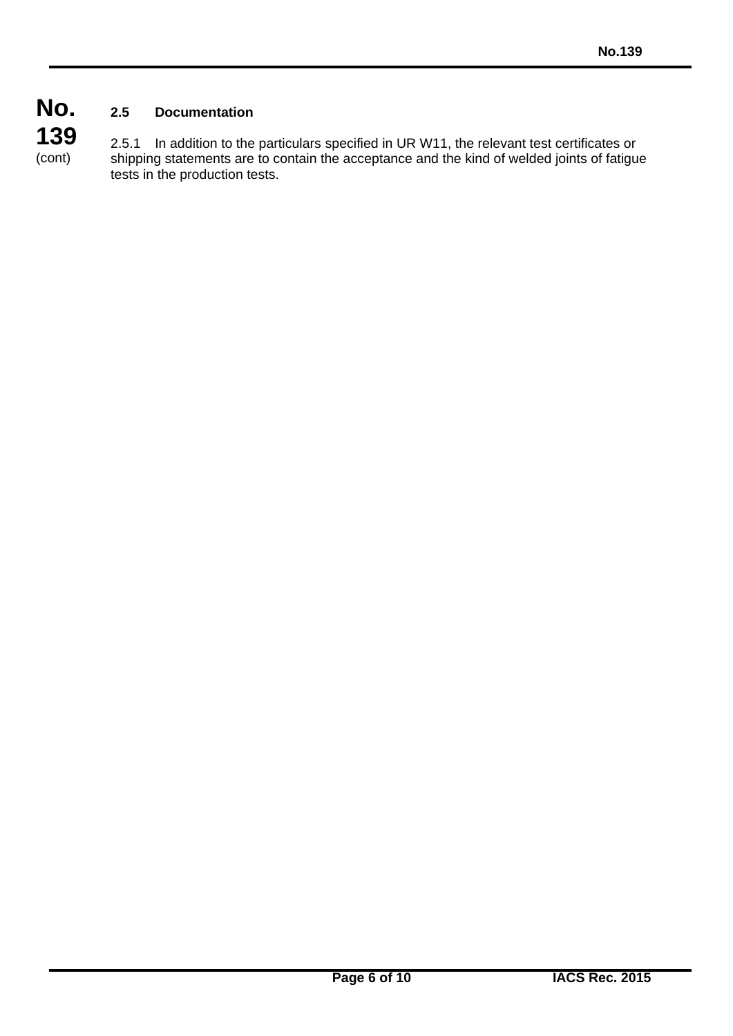### 2.5 Documentation

2.5.1 In addition to the particulars specified in UR W11, the relevant test certificates or shipping statements are to contain the acceptance and the kind of welded joints of fatigue tests in the production tests.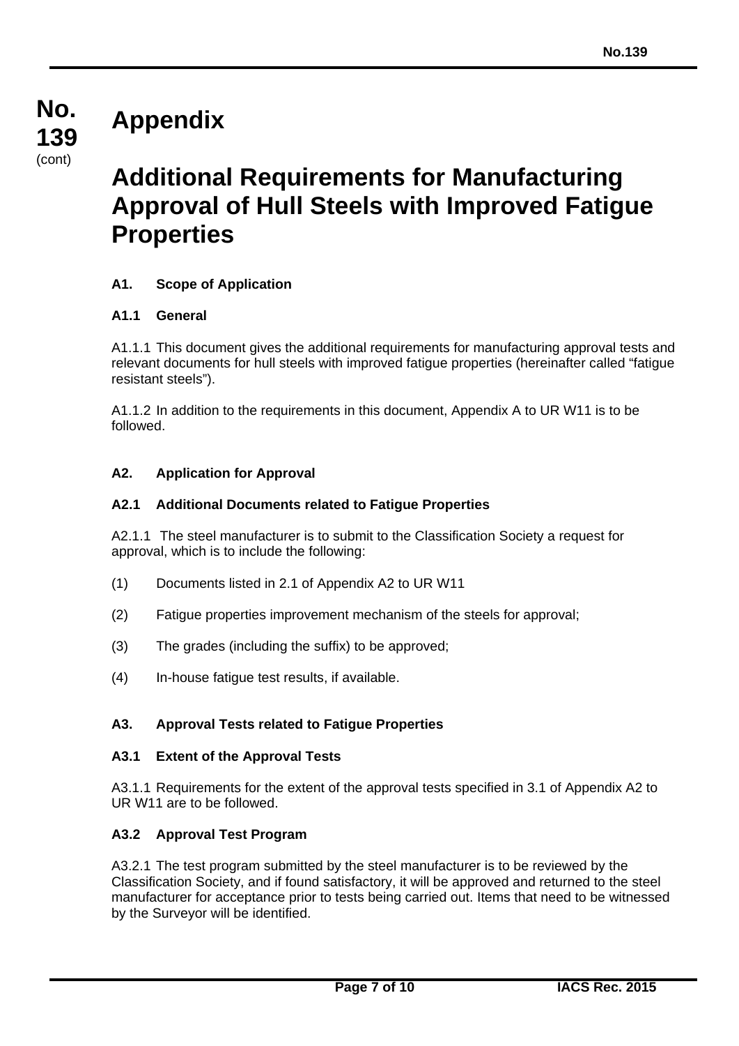# Appendix

# Additional Requirements for Manufacturing Approval of Hull Steels with Improved Fatigue Properties

## A1. Scope of Application

### A1.1 General

A1.1.1 This document gives the additional requirements for manufacturing approval tests and relevant documents for hull steels with improved fatigue properties (hereinafter called “fatigue resistant steels”).

A1.1.2 In addition to the requirements in this document, Appendix A to UR W11 is to be followed.

## A2. Application for Approval

### A2.1 Additional Documents related to Fatigue Properties

A2.1.1 The steel manufacturer is to submit to the Classification Society a request for approval, which is to include the following:

(1) Documents listed in 2.1 of Appendix A2 to UR W11

(2) Fatigue properties improvement mechanism of the steels for approval;

(3) The grades (including the suffix) to be approved;

(4) In-house fatigue test results, if available.

## A3. Approval Tests related to Fatigue Properties

### A3.1 Extent of the Approval Tests

A3.1.1 Requirements for the extent of the approval tests specified in 3.1 of Appendix A2 to UR W11 are to be followed.

### A3.2 Approval Test Program

A3.2.1 The test program submitted by the steel manufacturer is to be reviewed by the Classification Society, and if found satisfactory, it will be approved and returned to the steel manufacturer for acceptance prior to tests being carried out. Items that need to be witnessed by the Surveyor will be identified.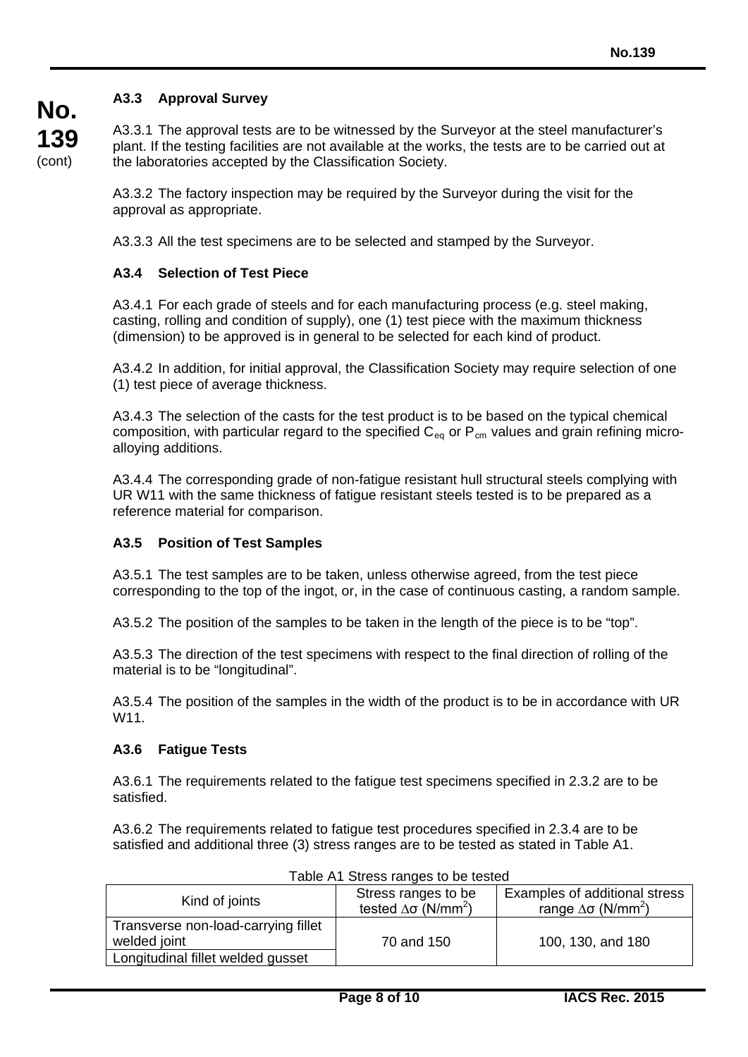### A3.3 Approval Survey

A3.3.1 The approval tests are to be witnessed by the Surveyor at the steel manufacturer's plant. If the testing facilities are not available at the works, the tests are to be carried out at the laboratories accepted by the Classification Society.

A3.3.2 The factory inspection may be required by the Surveyor during the visit for the approval as appropriate.

A3.3.3 All the test specimens are to be selected and stamped by the Surveyor.

### A3.4 Selection of Test Piece

A3.4.1 For each grade of steels and for each manufacturing process (e.g. steel making, casting, rolling and condition of supply), one (1) test piece with the maximum thickness (dimension) to be approved is in general to be selected for each kind of product.

A3.4.2 In addition, for initial approval, the Classification Society may require selection of one (1) test piece of average thickness.

A3.4.3 The selection of the casts for the test product is to be based on the typical chemical composition, with particular regard to the specified $C_{eq}$ or $P_{cm}$ values and grain refining micro-alloying additions.

A3.4.4 The corresponding grade of non-fatigue resistant hull structural steels complying with UR W11 with the same thickness of fatigue resistant steels tested is to be prepared as a reference material for comparison.

### A3.5 Position of Test Samples

A3.5.1 The test samples are to be taken, unless otherwise agreed, from the test piece corresponding to the top of the ingot, or, in the case of continuous casting, a random sample.

A3.5.2 The position of the samples to be taken in the length of the piece is to be "top".

A3.5.3 The direction of the test specimens with respect to the final direction of rolling of the material is to be "longitudinal".

A3.5.4 The position of the samples in the width of the product is to be in accordance with UR W11.

### A3.6 Fatigue Tests

A3.6.1 The requirements related to the fatigue test specimens specified in 2.3.2 are to be satisfied.

A3.6.2 The requirements related to fatigue test procedures specified in 2.3.4 are to be satisfied and additional three (3) stress ranges are to be tested as stated in Table A1.

Table A1 Stress ranges to be tested

| Kind of joints | Stress ranges to be tested $\Delta\sigma$ ($N/mm^2$) | Examples of additional stress range $\Delta\sigma$ ($N/mm^2$) |
|---|---|---|
| Transverse non-load-carrying fillet welded joint | 70 and 150 | 100, 130, and 180 |
| Longitudinal fillet welded gusset | | |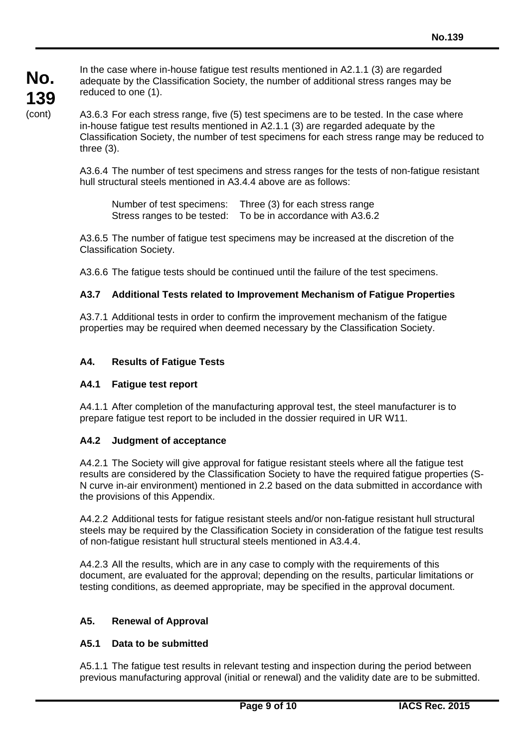In the case where in-house fatigue test results mentioned in A2.1.1 (3) are regarded adequate by the Classification Society, the number of additional stress ranges may be reduced to one (1).

A3.6.3 For each stress range, five (5) test specimens are to be tested. In the case where in-house fatigue test results mentioned in A2.1.1 (3) are regarded adequate by the Classification Society, the number of test specimens for each stress range may be reduced to three (3).

A3.6.4 The number of test specimens and stress ranges for the tests of non-fatigue resistant hull structural steels mentioned in A3.4.4 above are as follows:

Number of test specimens: Three (3) for each stress range
Stress ranges to be tested: To be in accordance with A3.6.2

A3.6.5 The number of fatigue test specimens may be increased at the discretion of the Classification Society.

A3.6.6 The fatigue tests should be continued until the failure of the test specimens.

### A3.7 Additional Tests related to Improvement Mechanism of Fatigue Properties

A3.7.1 Additional tests in order to confirm the improvement mechanism of the fatigue properties may be required when deemed necessary by the Classification Society.

## A4. Results of Fatigue Tests

### A4.1 Fatigue test report

A4.1.1 After completion of the manufacturing approval test, the steel manufacturer is to prepare fatigue test report to be included in the dossier required in UR W11.

### A4.2 Judgment of acceptance

A4.2.1 The Society will give approval for fatigue resistant steels where all the fatigue test results are considered by the Classification Society to have the required fatigue properties (S-N curve in-air environment) mentioned in 2.2 based on the data submitted in accordance with the provisions of this Appendix.

A4.2.2 Additional tests for fatigue resistant steels and/or non-fatigue resistant hull structural steels may be required by the Classification Society in consideration of the fatigue test results of non-fatigue resistant hull structural steels mentioned in A3.4.4.

A4.2.3 All the results, which are in any case to comply with the requirements of this document, are evaluated for the approval; depending on the results, particular limitations or testing conditions, as deemed appropriate, may be specified in the approval document.

## A5. Renewal of Approval

### A5.1 Data to be submitted

A5.1.1 The fatigue test results in relevant testing and inspection during the period between previous manufacturing approval (initial or renewal) and the validity date are to be submitted.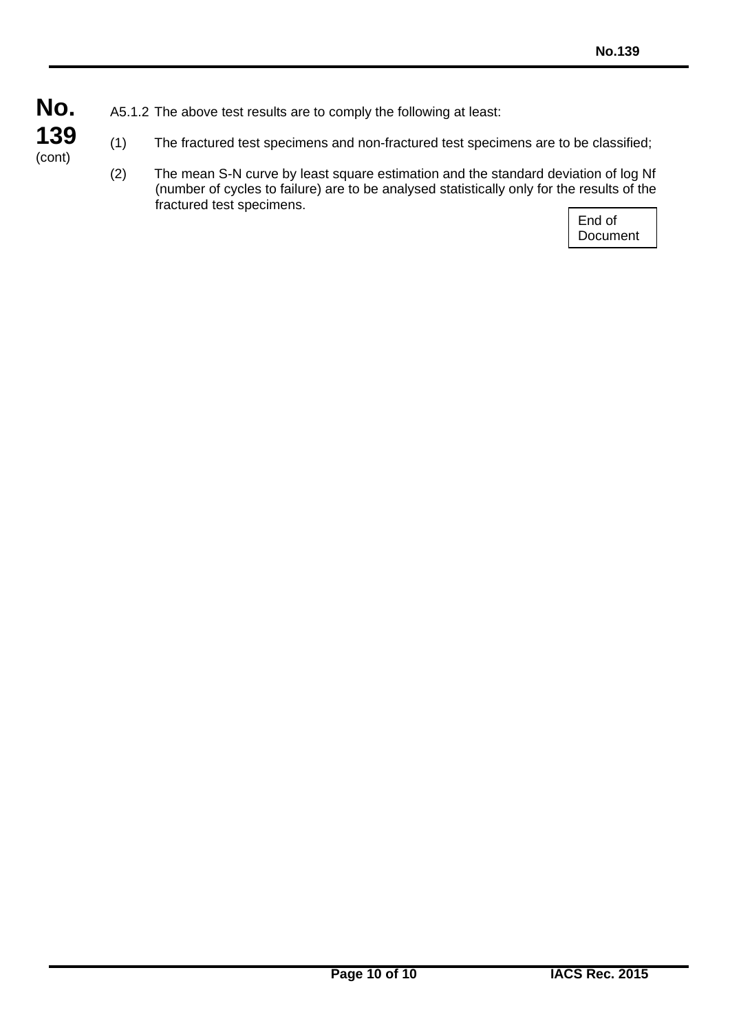A5.1.2 The above test results are to comply the following at least:

(1) The fractured test specimens and non-fractured test specimens are to be classified;

(2) The mean S-N curve by least square estimation and the standard deviation of log Nf (number of cycles to failure) are to be analysed statistically only for the results of the fractured test specimens.

End of Document